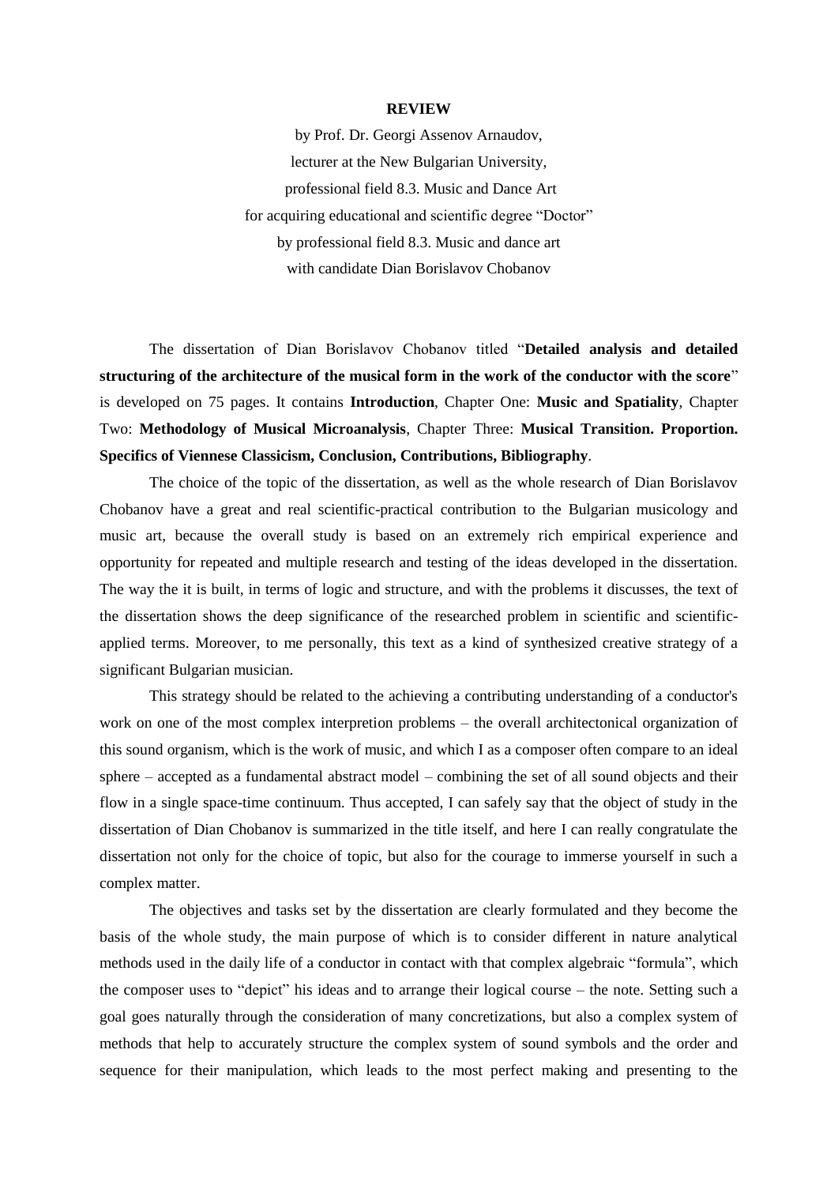**REVIEW**

by Prof. Dr. Georgi Assenov Arnaudov,
lecturer at the New Bulgarian University,
professional field 8.3. Music and Dance Art
for acquiring educational and scientific degree "Doctor"
by professional field 8.3. Music and dance art
with candidate Dian Borislavov Chobanov

The dissertation of Dian Borislavov Chobanov titled "**Detailed analysis and detailed structuring of the architecture of the musical form in the work of the conductor with the score**" is developed on 75 pages. It contains **Introduction**, Chapter One: **Music and Spatiality**, Chapter Two: **Methodology of Musical Microanalysis**, Chapter Three: **Musical Transition. Proportion. Specifics of Viennese Classicism, Conclusion, Contributions, Bibliography**.

The choice of the topic of the dissertation, as well as the whole research of Dian Borislavov Chobanov have a great and real scientific-practical contribution to the Bulgarian musicology and music art, because the overall study is based on an extremely rich empirical experience and opportunity for repeated and multiple research and testing of the ideas developed in the dissertation. The way the it is built, in terms of logic and structure, and with the problems it discusses, the text of the dissertation shows the deep significance of the researched problem in scientific and scientific-applied terms. Moreover, to me personally, this text as a kind of synthesized creative strategy of a significant Bulgarian musician.

This strategy should be related to the achieving a contributing understanding of a conductor's work on one of the most complex interpretion problems – the overall architectonical organization of this sound organism, which is the work of music, and which I as a composer often compare to an ideal sphere – accepted as a fundamental abstract model – combining the set of all sound objects and their flow in a single space-time continuum. Thus accepted, I can safely say that the object of study in the dissertation of Dian Chobanov is summarized in the title itself, and here I can really congratulate the dissertation not only for the choice of topic, but also for the courage to immerse yourself in such a complex matter.

The objectives and tasks set by the dissertation are clearly formulated and they become the basis of the whole study, the main purpose of which is to consider different in nature analytical methods used in the daily life of a conductor in contact with that complex algebraic "formula", which the composer uses to "depict" his ideas and to arrange their logical course – the note. Setting such a goal goes naturally through the consideration of many concretizations, but also a complex system of methods that help to accurately structure the complex system of sound symbols and the order and sequence for their manipulation, which leads to the most perfect making and presenting to the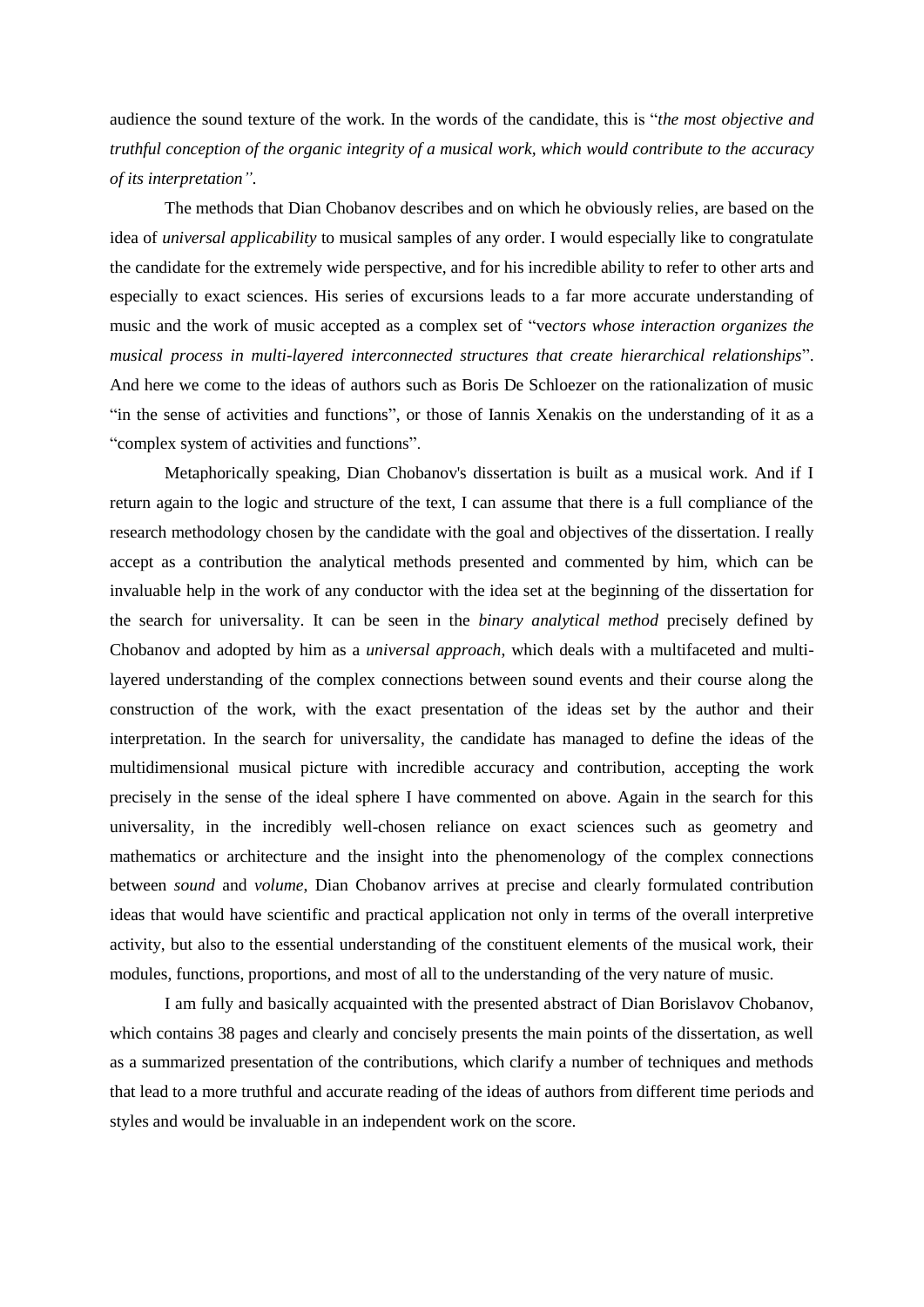audience the sound texture of the work. In the words of the candidate, this is "*the most objective and truthful conception of the organic integrity of a musical work, which would contribute to the accuracy of its interpretation"*.

The methods that Dian Chobanov describes and on which he obviously relies, are based on the idea of *universal applicability* to musical samples of any order. I would especially like to congratulate the candidate for the extremely wide perspective, and for his incredible ability to refer to other arts and especially to exact sciences. His series of excursions leads to a far more accurate understanding of music and the work of music accepted as a complex set of "ve*ctors whose interaction organizes the musical process in multi-layered interconnected structures that create hierarchical relationships*". And here we come to the ideas of authors such as Boris De Schloezer on the rationalization of music "in the sense of activities and functions", or those of Iannis Xenakis on the understanding of it as a "complex system of activities and functions".

Metaphorically speaking, Dian Chobanov's dissertation is built as a musical work. And if I return again to the logic and structure of the text, I can assume that there is a full compliance of the research methodology chosen by the candidate with the goal and objectives of the dissertation. I really accept as a contribution the analytical methods presented and commented by him, which can be invaluable help in the work of any conductor with the idea set at the beginning of the dissertation for the search for universality. It can be seen in the *binary analytical method* precisely defined by Chobanov and adopted by him as a *universal approach*, which deals with a multifaceted and multi-layered understanding of the complex connections between sound events and their course along the construction of the work, with the exact presentation of the ideas set by the author and their interpretation. In the search for universality, the candidate has managed to define the ideas of the multidimensional musical picture with incredible accuracy and contribution, accepting the work precisely in the sense of the ideal sphere I have commented on above. Again in the search for this universality, in the incredibly well-chosen reliance on exact sciences such as geometry and mathematics or architecture and the insight into the phenomenology of the complex connections between *sound* and *volume*, Dian Chobanov arrives at precise and clearly formulated contribution ideas that would have scientific and practical application not only in terms of the overall interpretive activity, but also to the essential understanding of the constituent elements of the musical work, their modules, functions, proportions, and most of all to the understanding of the very nature of music.

I am fully and basically acquainted with the presented abstract of Dian Borislavov Chobanov, which contains 38 pages and clearly and concisely presents the main points of the dissertation, as well as a summarized presentation of the contributions, which clarify a number of techniques and methods that lead to a more truthful and accurate reading of the ideas of authors from different time periods and styles and would be invaluable in an independent work on the score.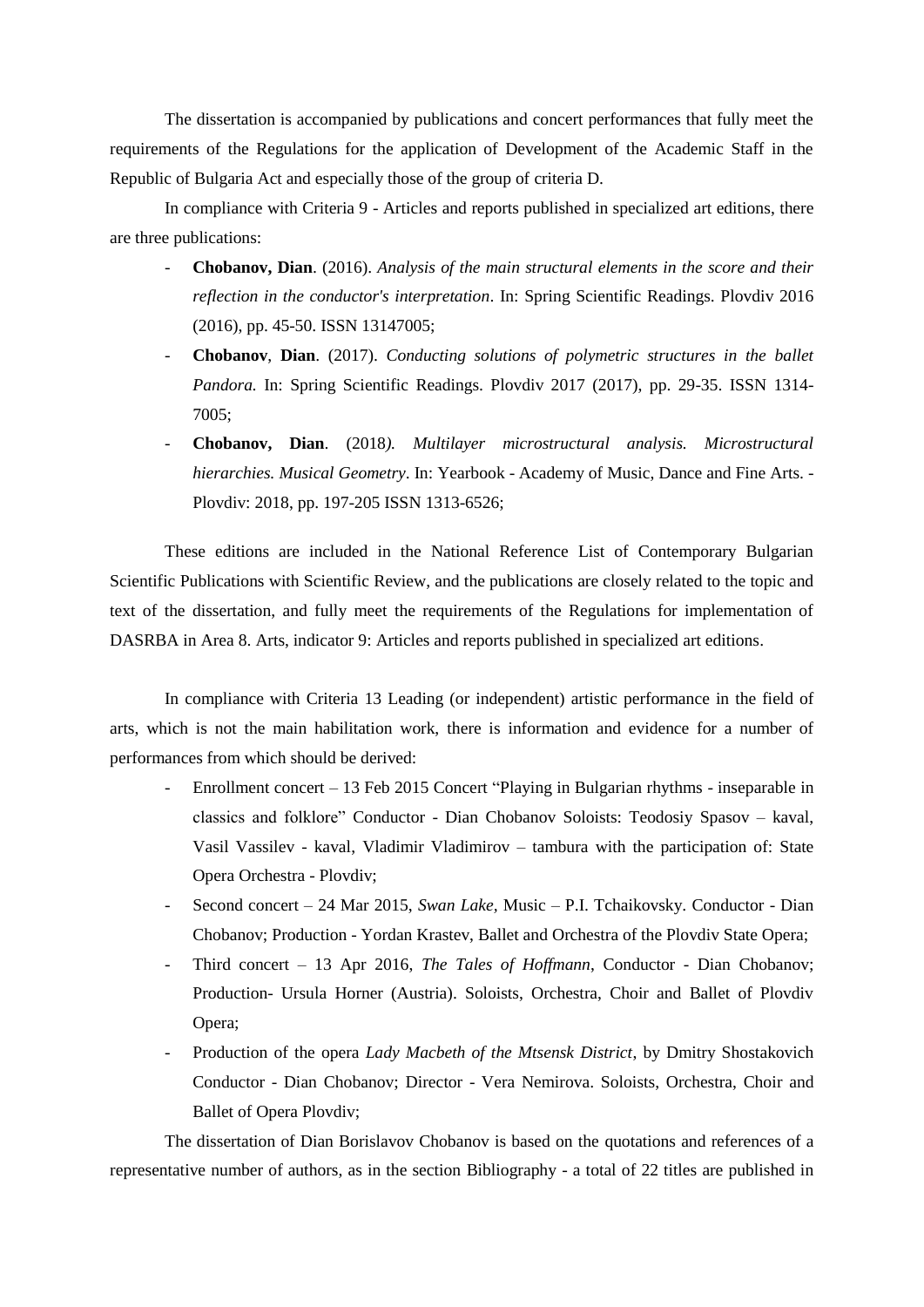The dissertation is accompanied by publications and concert performances that fully meet the requirements of the Regulations for the application of Development of the Academic Staff in the Republic of Bulgaria Act and especially those of the group of criteria D.

In compliance with Criteria 9 - Articles and reports published in specialized art editions, there are three publications:

- **Chobanov, Dian**. (2016). *Analysis of the main structural elements in the score and their reflection in the conductor's interpretation*. In: Spring Scientific Readings. Plovdiv 2016 (2016), pp. 45-50. ISSN 13147005;
- **Chobanov**, **Dian**. (2017). *Conducting solutions of polymetric structures in the ballet Pandora.* In: Spring Scientific Readings. Plovdiv 2017 (2017), pp. 29-35. ISSN 1314-7005;
- **Chobanov, Dian**. (2018*). Multilayer microstructural analysis. Microstructural hierarchies. Musical Geometry*. In: Yearbook - Academy of Music, Dance and Fine Arts. - Plovdiv: 2018, pp. 197-205 ISSN 1313-6526;

These editions are included in the National Reference List of Contemporary Bulgarian Scientific Publications with Scientific Review, and the publications are closely related to the topic and text of the dissertation, and fully meet the requirements of the Regulations for implementation of DASRBA in Area 8. Arts, indicator 9: Articles and reports published in specialized art editions.

In compliance with Criteria 13 Leading (or independent) artistic performance in the field of arts, which is not the main habilitation work, there is information and evidence for a number of performances from which should be derived:

- Enrollment concert – 13 Feb 2015 Concert "Playing in Bulgarian rhythms - inseparable in classics and folklore" Conductor - Dian Chobanov Soloists: Teodosiy Spasov – kaval, Vasil Vassilev - kaval, Vladimir Vladimirov – tambura with the participation of: State Opera Orchestra - Plovdiv;
- Second concert – 24 Mar 2015, *Swan Lake*, Music – P.I. Tchaikovsky. Conductor - Dian Chobanov; Production - Yordan Krastev, Ballet and Orchestra of the Plovdiv State Opera;
- Third concert – 13 Apr 2016, *The Tales of Hoffmann*, Conductor - Dian Chobanov; Production- Ursula Horner (Austria). Soloists, Orchestra, Choir and Ballet of Plovdiv Opera;
- Production of the opera *Lady Macbeth of the Mtsensk District*, by Dmitry Shostakovich Conductor - Dian Chobanov; Director - Vera Nemirova. Soloists, Orchestra, Choir and Ballet of Opera Plovdiv;

The dissertation of Dian Borislavov Chobanov is based on the quotations and references of a representative number of authors, as in the section Bibliography - a total of 22 titles are published in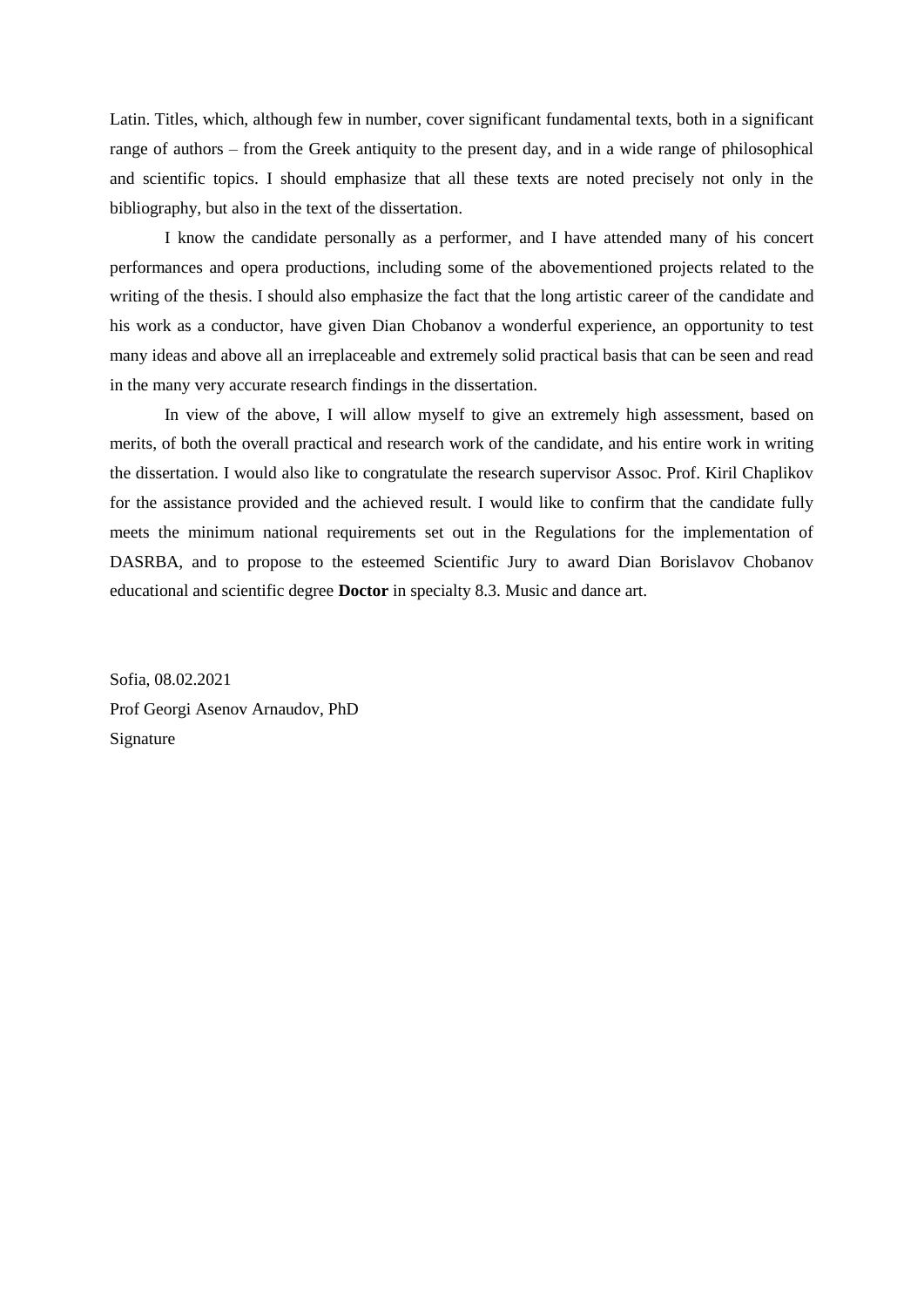Latin. Titles, which, although few in number, cover significant fundamental texts, both in a significant range of authors – from the Greek antiquity to the present day, and in a wide range of philosophical and scientific topics. I should emphasize that all these texts are noted precisely not only in the bibliography, but also in the text of the dissertation.

I know the candidate personally as a performer, and I have attended many of his concert performances and opera productions, including some of the abovementioned projects related to the writing of the thesis. I should also emphasize the fact that the long artistic career of the candidate and his work as a conductor, have given Dian Chobanov a wonderful experience, an opportunity to test many ideas and above all an irreplaceable and extremely solid practical basis that can be seen and read in the many very accurate research findings in the dissertation.

In view of the above, I will allow myself to give an extremely high assessment, based on merits, of both the overall practical and research work of the candidate, and his entire work in writing the dissertation. I would also like to congratulate the research supervisor Assoc. Prof. Kiril Chaplikov for the assistance provided and the achieved result. I would like to confirm that the candidate fully meets the minimum national requirements set out in the Regulations for the implementation of DASRBA, and to propose to the esteemed Scientific Jury to award Dian Borislavov Chobanov educational and scientific degree **Doctor** in specialty 8.3. Music and dance art.

Sofia, 08.02.2021
Prof Georgi Asenov Arnaudov, PhD
Signature